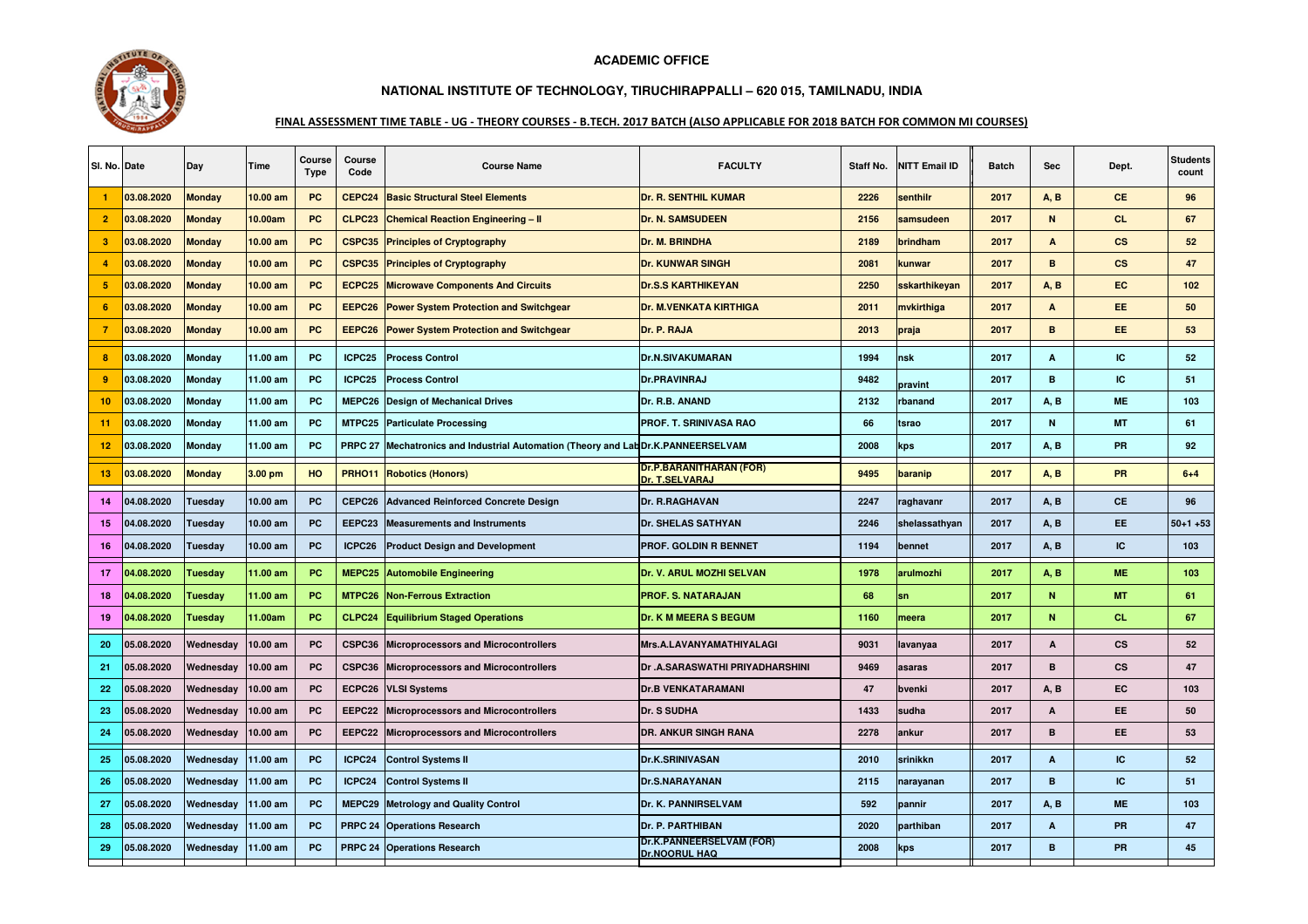**ACADEMIC OFFICE**

**NATIONAL INSTITUTE OF TECHNOLOGY, TIRUCHIRAPPALLI – 620 015, TAMILNADU, INDIA**

**FINAL ASSESSMENT TIME TABLE - UG - THEORY COURSES - B.TECH. 2017 BATCH (ALSO APPLICABLE FOR 2018 BATCH FOR COMMON MI COURSES)**

| Sl. No. | Date | Day | Time | Course Type | Course Code | Course Name | FACULTY | Staff No. | NITT Email ID | Batch | Sec | Dept. | Students count |
|---|---|---|---|---|---|---|---|---|---|---|---|---|---|
| 1 | 03.08.2020 | Monday | 10.00 am | PC | CEPC24 | Basic Structural Steel Elements | Dr. R. SENTHIL KUMAR | 2226 | senthilr | 2017 | A, B | CE | 96 |
| 2 | 03.08.2020 | Monday | 10.00am | PC | CLPC23 | Chemical Reaction Engineering – II | Dr. N. SAMSUDEEN | 2156 | samsudeen | 2017 | N | CL | 67 |
| 3 | 03.08.2020 | Monday | 10.00 am | PC | CSPC35 | Principles of Cryptography | Dr. M. BRINDHA | 2189 | brindham | 2017 | A | CS | 52 |
| 4 | 03.08.2020 | Monday | 10.00 am | PC | CSPC35 | Principles of Cryptography | Dr. KUNWAR SINGH | 2081 | kunwar | 2017 | B | CS | 47 |
| 5 | 03.08.2020 | Monday | 10.00 am | PC | ECPC25 | Microwave Components And Circuits | Dr.S.S KARTHIKEYAN | 2250 | sskarthikeyan | 2017 | A, B | EC | 102 |
| 6 | 03.08.2020 | Monday | 10.00 am | PC | EEPC26 | Power System Protection and Switchgear | Dr. M.VENKATA KIRTHIGA | 2011 | mvkirthiga | 2017 | A | EE | 50 |
| 7 | 03.08.2020 | Monday | 10.00 am | PC | EEPC26 | Power System Protection and Switchgear | Dr. P. RAJA | 2013 | praja | 2017 | B | EE | 53 |
| 8 | 03.08.2020 | Monday | 11.00 am | PC | ICPC25 | Process Control | Dr.N.SIVAKUMARAN | 1994 | nsk | 2017 | A | IC | 52 |
| 9 | 03.08.2020 | Monday | 11.00 am | PC | ICPC25 | Process Control | Dr.PRAVINRAJ | 9482 | pravint | 2017 | B | IC | 51 |
| 10 | 03.08.2020 | Monday | 11.00 am | PC | MEPC26 | Design of Mechanical Drives | Dr. R.B. ANAND | 2132 | rbanand | 2017 | A, B | ME | 103 |
| 11 | 03.08.2020 | Monday | 11.00 am | PC | MTPC25 | Particulate Processing | PROF. T. SRINIVASA RAO | 66 | tsrao | 2017 | N | MT | 61 |
| 12 | 03.08.2020 | Monday | 11.00 am | PC | PRPC 27 | Mechatronics and Industrial Automation (Theory and Lab | Dr.K.PANNEERSELVAM | 2008 | kps | 2017 | A, B | PR | 92 |
| 13 | 03.08.2020 | Monday | 3.00 pm | HO | PRHO11 | Robotics (Honors) | Dr.P.BARANITHARAN (FOR) Dr. T.SELVARAJ | 9495 | baranip | 2017 | A, B | PR | 6+4 |
| 14 | 04.08.2020 | Tuesday | 10.00 am | PC | CEPC26 | Advanced Reinforced Concrete Design | Dr. R.RAGHAVAN | 2247 | raghavanr | 2017 | A, B | CE | 96 |
| 15 | 04.08.2020 | Tuesday | 10.00 am | PC | EEPC23 | Measurements and Instruments | Dr. SHELAS SATHYAN | 2246 | shelassathyan | 2017 | A, B | EE | 50+1 +53 |
| 16 | 04.08.2020 | Tuesday | 10.00 am | PC | ICPC26 | Product Design and Development | PROF. GOLDIN R BENNET | 1194 | bennet | 2017 | A, B | IC | 103 |
| 17 | 04.08.2020 | Tuesday | 11.00 am | PC | MEPC25 | Automobile Engineering | Dr. V. ARUL MOZHI SELVAN | 1978 | arulmozhi | 2017 | A, B | ME | 103 |
| 18 | 04.08.2020 | Tuesday | 11.00 am | PC | MTPC26 | Non-Ferrous Extraction | PROF. S. NATARAJAN | 68 | sn | 2017 | N | MT | 61 |
| 19 | 04.08.2020 | Tuesday | 11.00am | PC | CLPC24 | Equilibrium Staged Operations | Dr. K M MEERA S BEGUM | 1160 | meera | 2017 | N | CL | 67 |
| 20 | 05.08.2020 | Wednesday | 10.00 am | PC | CSPC36 | Microprocessors and Microcontrollers | Mrs.A.LAVANYAMATHIYALAGI | 9031 | lavanyaa | 2017 | A | CS | 52 |
| 21 | 05.08.2020 | Wednesday | 10.00 am | PC | CSPC36 | Microprocessors and Microcontrollers | Dr .A.SARASWATHI PRIYADHARSHINI | 9469 | asaras | 2017 | B | CS | 47 |
| 22 | 05.08.2020 | Wednesday | 10.00 am | PC | ECPC26 | VLSI Systems | Dr.B VENKATARAMANI | 47 | bvenki | 2017 | A, B | EC | 103 |
| 23 | 05.08.2020 | Wednesday | 10.00 am | PC | EEPC22 | Microprocessors and Microcontrollers | Dr. S SUDHA | 1433 | sudha | 2017 | A | EE | 50 |
| 24 | 05.08.2020 | Wednesday | 10.00 am | PC | EEPC22 | Microprocessors and Microcontrollers | DR. ANKUR SINGH RANA | 2278 | ankur | 2017 | B | EE | 53 |
| 25 | 05.08.2020 | Wednesday | 11.00 am | PC | ICPC24 | Control Systems II | Dr.K.SRINIVASAN | 2010 | srinikkn | 2017 | A | IC | 52 |
| 26 | 05.08.2020 | Wednesday | 11.00 am | PC | ICPC24 | Control Systems II | Dr.S.NARAYANAN | 2115 | narayanan | 2017 | B | IC | 51 |
| 27 | 05.08.2020 | Wednesday | 11.00 am | PC | MEPC29 | Metrology and Quality Control | Dr. K. PANNIRSELVAM | 592 | pannir | 2017 | A, B | ME | 103 |
| 28 | 05.08.2020 | Wednesday | 11.00 am | PC | PRPC 24 | Operations Research | Dr. P. PARTHIBAN | 2020 | parthiban | 2017 | A | PR | 47 |
| 29 | 05.08.2020 | Wednesday | 11.00 am | PC | PRPC 24 | Operations Research | Dr.K.PANNEERSELVAM (FOR) Dr.NOORUL HAQ | 2008 | kps | 2017 | B | PR | 45 |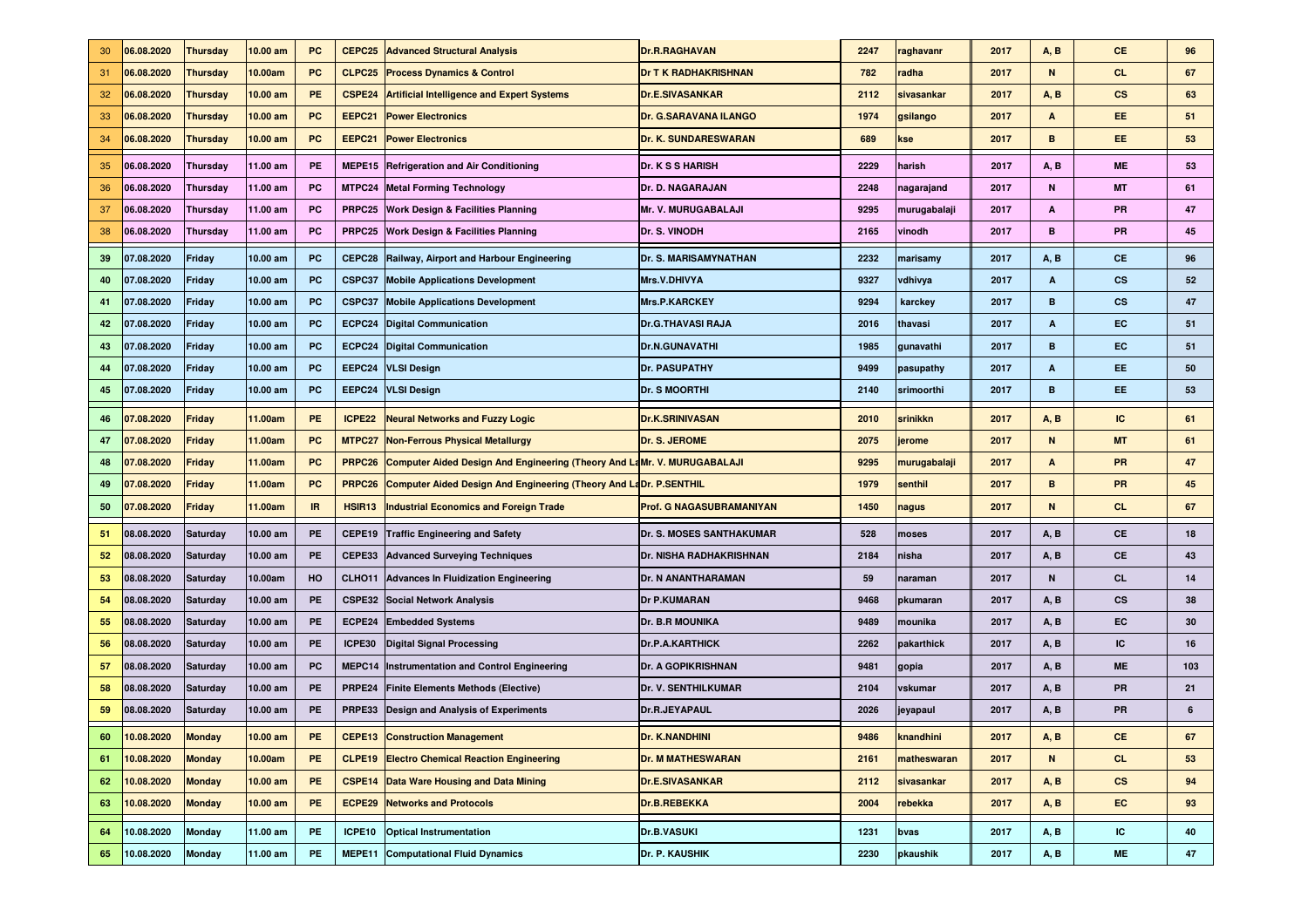| | | | | | | | | | | | | | |
|---|---|---|---|---|---|---|---|---|---|---|---|---|---|
| 30 | 06.08.2020 | Thursday | 10.00 am | PC | CEPC25 | Advanced Structural Analysis | Dr.R.RAGHAVAN | 2247 | raghavanr | 2017 | A, B | CE | 96 |
| 31 | 06.08.2020 | Thursday | 10.00am | PC | CLPC25 | Process Dynamics & Control | Dr T K RADHAKRISHNAN | 782 | radha | 2017 | N | CL | 67 |
| 32 | 06.08.2020 | Thursday | 10.00 am | PE | CSPE24 | Artificial Intelligence and Expert Systems | Dr.E.SIVASANKAR | 2112 | sivasankar | 2017 | A, B | CS | 63 |
| 33 | 06.08.2020 | Thursday | 10.00 am | PC | EEPC21 | Power Electronics | Dr. G.SARAVANA ILANGO | 1974 | gsilango | 2017 | A | EE | 51 |
| 34 | 06.08.2020 | Thursday | 10.00 am | PC | EEPC21 | Power Electronics | Dr. K. SUNDARESWARAN | 689 | kse | 2017 | B | EE | 53 |
| 35 | 06.08.2020 | Thursday | 11.00 am | PE | MEPE15 | Refrigeration and Air Conditioning | Dr. K S S HARISH | 2229 | harish | 2017 | A, B | ME | 53 |
| 36 | 06.08.2020 | Thursday | 11.00 am | PC | MTPC24 | Metal Forming Technology | Dr. D. NAGARAJAN | 2248 | nagarajand | 2017 | N | MT | 61 |
| 37 | 06.08.2020 | Thursday | 11.00 am | PC | PRPC25 | Work Design & Facilities Planning | Mr. V. MURUGABALAJI | 9295 | murugabalaji | 2017 | A | PR | 47 |
| 38 | 06.08.2020 | Thursday | 11.00 am | PC | PRPC25 | Work Design & Facilities Planning | Dr. S. VINODH | 2165 | vinodh | 2017 | B | PR | 45 |
| 39 | 07.08.2020 | Friday | 10.00 am | PC | CEPC28 | Railway, Airport and Harbour Engineering | Dr. S. MARISAMYNATHAN | 2232 | marisamy | 2017 | A, B | CE | 96 |
| 40 | 07.08.2020 | Friday | 10.00 am | PC | CSPC37 | Mobile Applications Development | Mrs.V.DHIVYA | 9327 | vdhivya | 2017 | A | CS | 52 |
| 41 | 07.08.2020 | Friday | 10.00 am | PC | CSPC37 | Mobile Applications Development | Mrs.P.KARCKEY | 9294 | karckey | 2017 | B | CS | 47 |
| 42 | 07.08.2020 | Friday | 10.00 am | PC | ECPC24 | Digital Communication | Dr.G.THAVASI RAJA | 2016 | thavasi | 2017 | A | EC | 51 |
| 43 | 07.08.2020 | Friday | 10.00 am | PC | ECPC24 | Digital Communication | Dr.N.GUNAVATHI | 1985 | gunavathi | 2017 | B | EC | 51 |
| 44 | 07.08.2020 | Friday | 10.00 am | PC | EEPC24 | VLSI Design | Dr. PASUPATHY | 9499 | pasupathy | 2017 | A | EE | 50 |
| 45 | 07.08.2020 | Friday | 10.00 am | PC | EEPC24 | VLSI Design | Dr. S MOORTHI | 2140 | srimoorthi | 2017 | B | EE | 53 |
| 46 | 07.08.2020 | Friday | 11.00am | PE | ICPE22 | Neural Networks and Fuzzy Logic | Dr.K.SRINIVASAN | 2010 | srinikkn | 2017 | A, B | IC | 61 |
| 47 | 07.08.2020 | Friday | 11.00am | PC | MTPC27 | Non-Ferrous Physical Metallurgy | Dr. S. JEROME | 2075 | jerome | 2017 | N | MT | 61 |
| 48 | 07.08.2020 | Friday | 11.00am | PC | PRPC26 | Computer Aided Design And Engineering (Theory And La | Mr. V. MURUGABALAJI | 9295 | murugabalaji | 2017 | A | PR | 47 |
| 49 | 07.08.2020 | Friday | 11.00am | PC | PRPC26 | Computer Aided Design And Engineering (Theory And La | Dr. P.SENTHIL | 1979 | senthil | 2017 | B | PR | 45 |
| 50 | 07.08.2020 | Friday | 11.00am | IR | HSIR13 | Industrial Economics and Foreign Trade | Prof. G NAGASUBRAMANIYAN | 1450 | nagus | 2017 | N | CL | 67 |
| 51 | 08.08.2020 | Saturday | 10.00 am | PE | CEPE19 | Traffic Engineering and Safety | Dr. S. MOSES SANTHAKUMAR | 528 | moses | 2017 | A, B | CE | 18 |
| 52 | 08.08.2020 | Saturday | 10.00 am | PE | CEPE33 | Advanced Surveying Techniques | Dr. NISHA RADHAKRISHNAN | 2184 | nisha | 2017 | A, B | CE | 43 |
| 53 | 08.08.2020 | Saturday | 10.00am | HO | CLHO11 | Advances In Fluidization Engineering | Dr. N ANANTHARAMAN | 59 | naraman | 2017 | N | CL | 14 |
| 54 | 08.08.2020 | Saturday | 10.00 am | PE | CSPE32 | Social Network Analysis | Dr P.KUMARAN | 9468 | pkumaran | 2017 | A, B | CS | 38 |
| 55 | 08.08.2020 | Saturday | 10.00 am | PE | ECPE24 | Embedded Systems | Dr. B.R MOUNIKA | 9489 | mounika | 2017 | A, B | EC | 30 |
| 56 | 08.08.2020 | Saturday | 10.00 am | PE | ICPE30 | Digital Signal Processing | Dr.P.A.KARTHICK | 2262 | pakarthick | 2017 | A, B | IC | 16 |
| 57 | 08.08.2020 | Saturday | 10.00 am | PC | MEPC14 | Instrumentation and Control Engineering | Dr. A GOPIKRISHNAN | 9481 | gopia | 2017 | A, B | ME | 103 |
| 58 | 08.08.2020 | Saturday | 10.00 am | PE | PRPE24 | Finite Elements Methods (Elective) | Dr. V. SENTHILKUMAR | 2104 | vskumar | 2017 | A, B | PR | 21 |
| 59 | 08.08.2020 | Saturday | 10.00 am | PE | PRPE33 | Design and Analysis of Experiments | Dr.R.JEYAPAUL | 2026 | jeyapaul | 2017 | A, B | PR | 6 |
| 60 | 10.08.2020 | Monday | 10.00 am | PE | CEPE13 | Construction Management | Dr. K.NANDHINI | 9486 | knandhini | 2017 | A, B | CE | 67 |
| 61 | 10.08.2020 | Monday | 10.00am | PE | CLPE19 | Electro Chemical Reaction Engineering | Dr. M MATHESWARAN | 2161 | matheswaran | 2017 | N | CL | 53 |
| 62 | 10.08.2020 | Monday | 10.00 am | PE | CSPE14 | Data Ware Housing and Data Mining | Dr.E.SIVASANKAR | 2112 | sivasankar | 2017 | A, B | CS | 94 |
| 63 | 10.08.2020 | Monday | 10.00 am | PE | ECPE29 | Networks and Protocols | Dr.B.REBEKKA | 2004 | rebekka | 2017 | A, B | EC | 93 |
| 64 | 10.08.2020 | Monday | 11.00 am | PE | ICPE10 | Optical Instrumentation | Dr.B.VASUKI | 1231 | bvas | 2017 | A, B | IC | 40 |
| 65 | 10.08.2020 | Monday | 11.00 am | PE | MEPE11 | Computational Fluid Dynamics | Dr. P. KAUSHIK | 2230 | pkaushik | 2017 | A, B | ME | 47 |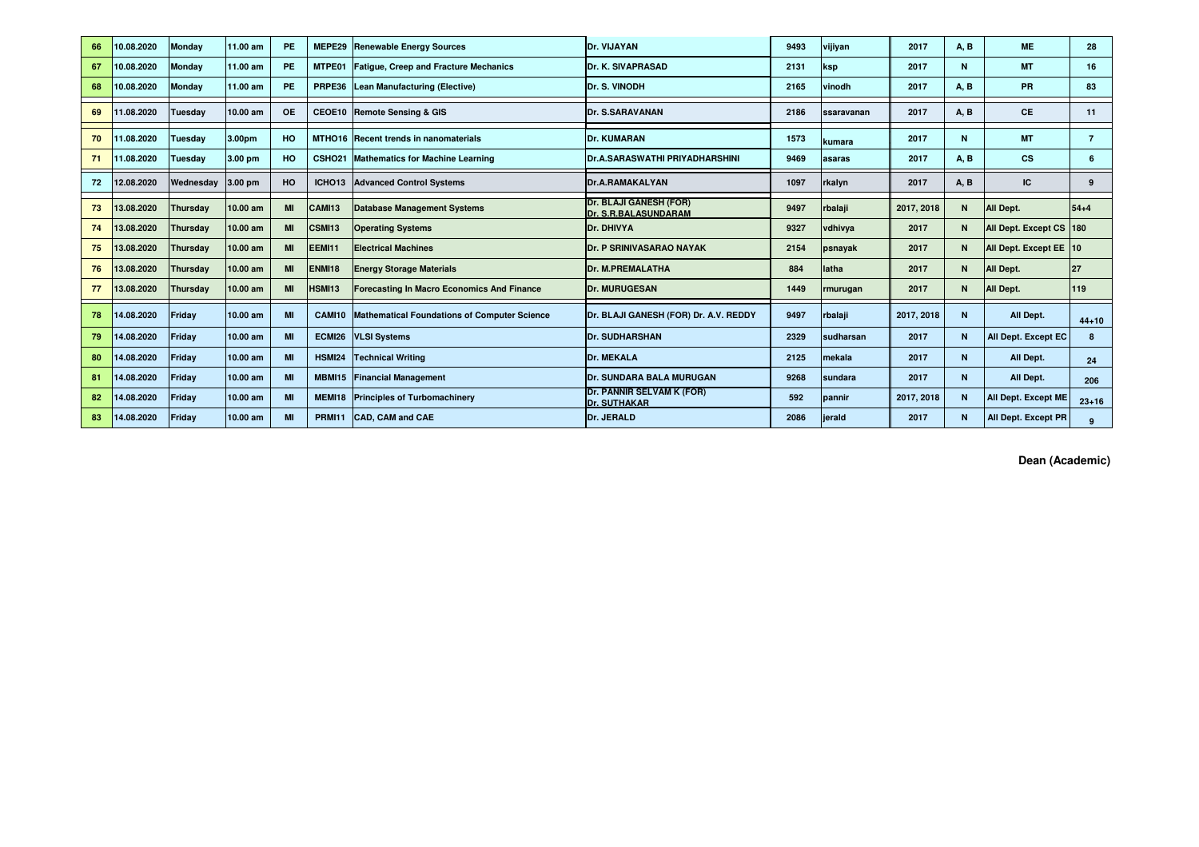| | | | | | | | | | | | | | |
|---|---|---|---|---|---|---|---|---|---|---|---|---|---|
| 66 | 10.08.2020 | Monday | 11.00 am | PE | MEPE29 | Renewable Energy Sources | Dr. VIJAYAN | 9493 | vijiyan | 2017 | A, B | ME | 28 |
| 67 | 10.08.2020 | Monday | 11.00 am | PE | MTPE01 | Fatigue, Creep and Fracture Mechanics | Dr. K. SIVAPRASAD | 2131 | ksp | 2017 | N | MT | 16 |
| 68 | 10.08.2020 | Monday | 11.00 am | PE | PRPE36 | Lean Manufacturing (Elective) | Dr. S. VINODH | 2165 | vinodh | 2017 | A, B | PR | 83 |
| 69 | 11.08.2020 | Tuesday | 10.00 am | OE | CEOE10 | Remote Sensing & GIS | Dr. S.SARAVANAN | 2186 | ssaravanan | 2017 | A, B | CE | 11 |
| 70 | 11.08.2020 | Tuesday | 3.00pm | HO | MTHO16 | Recent trends in nanomaterials | Dr. KUMARAN | 1573 | kumara | 2017 | N | MT | 7 |
| 71 | 11.08.2020 | Tuesday | 3.00 pm | HO | CSHO21 | Mathematics for Machine Learning | Dr.A.SARASWATHI PRIYADHARSHINI | 9469 | asaras | 2017 | A, B | CS | 6 |
| 72 | 12.08.2020 | Wednesday | 3.00 pm | HO | ICHO13 | Advanced Control Systems | Dr.A.RAMAKALYAN | 1097 | rkalyn | 2017 | A, B | IC | 9 |
| 73 | 13.08.2020 | Thursday | 10.00 am | MI | CAMI13 | Database Management Systems | Dr. BLAJI GANESH (FOR) Dr. S.R.BALASUNDARAM | 9497 | rbalaji | 2017, 2018 | N | All Dept. | 54+4 |
| 74 | 13.08.2020 | Thursday | 10.00 am | MI | CSMI13 | Operating Systems | Dr. DHIVYA | 9327 | vdhivya | 2017 | N | All Dept. Except CS | 180 |
| 75 | 13.08.2020 | Thursday | 10.00 am | MI | EEMI11 | Electrical Machines | Dr. P SRINIVASARAO NAYAK | 2154 | psnayak | 2017 | N | All Dept. Except EE | 10 |
| 76 | 13.08.2020 | Thursday | 10.00 am | MI | ENMI18 | Energy Storage Materials | Dr. M.PREMALATHA | 884 | latha | 2017 | N | All Dept. | 27 |
| 77 | 13.08.2020 | Thursday | 10.00 am | MI | HSMI13 | Forecasting In Macro Economics And Finance | Dr. MURUGESAN | 1449 | rmurugan | 2017 | N | All Dept. | 119 |
| 78 | 14.08.2020 | Friday | 10.00 am | MI | CAMI10 | Mathematical Foundations of Computer Science | Dr. BLAJI GANESH (FOR) Dr. A.V. REDDY | 9497 | rbalaji | 2017, 2018 | N | All Dept. | 44+10 |
| 79 | 14.08.2020 | Friday | 10.00 am | MI | ECMI26 | VLSI Systems | Dr. SUDHARSHAN | 2329 | sudharsan | 2017 | N | All Dept. Except EC | 8 |
| 80 | 14.08.2020 | Friday | 10.00 am | MI | HSMI24 | Technical Writing | Dr. MEKALA | 2125 | mekala | 2017 | N | All Dept. | 24 |
| 81 | 14.08.2020 | Friday | 10.00 am | MI | MBMI15 | Financial Management | Dr. SUNDARA BALA MURUGAN | 9268 | sundara | 2017 | N | All Dept. | 206 |
| 82 | 14.08.2020 | Friday | 10.00 am | MI | MEMI18 | Principles of Turbomachinery | Dr. PANNIR SELVAM K (FOR) Dr. SUTHAKAR | 592 | pannir | 2017, 2018 | N | All Dept. Except ME | 23+16 |
| 83 | 14.08.2020 | Friday | 10.00 am | MI | PRMI11 | CAD, CAM and CAE | Dr. JERALD | 2086 | jerald | 2017 | N | All Dept. Except PR | 9 |

**Dean (Academic)**